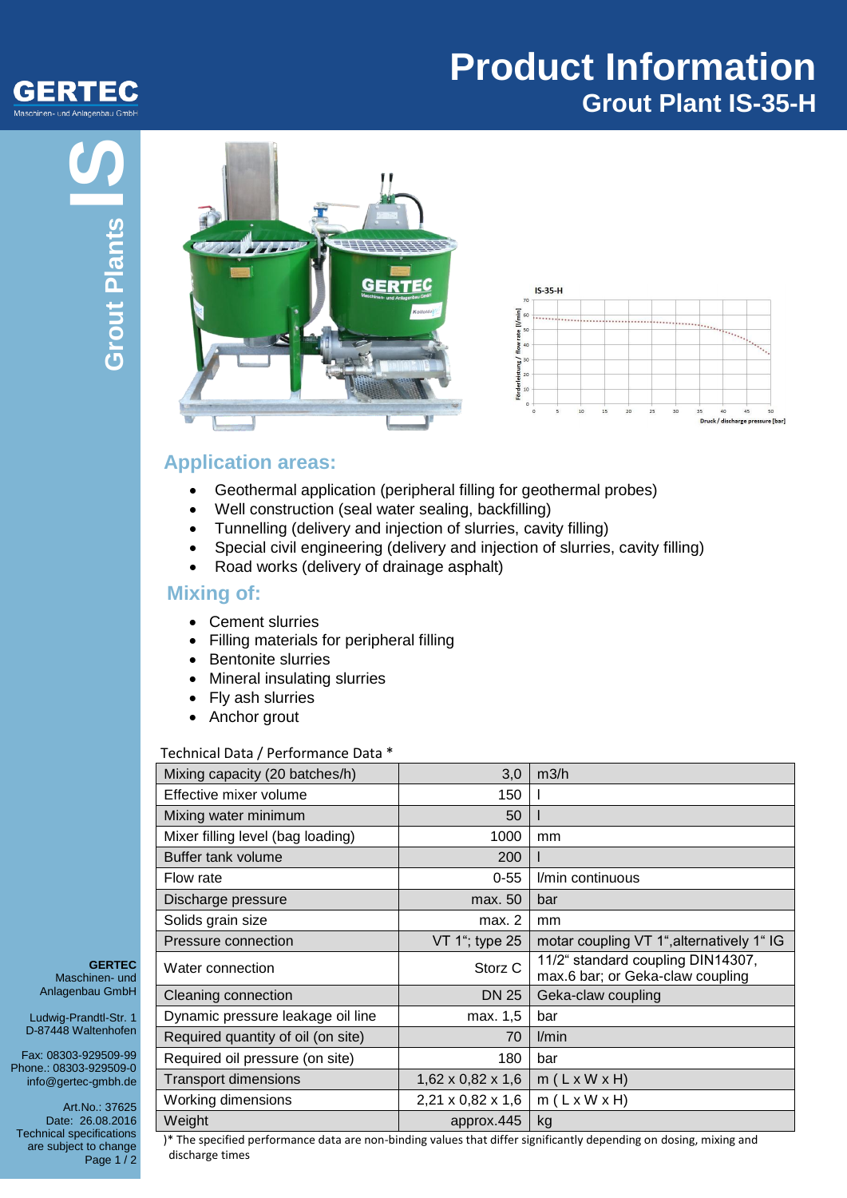# Product Information

## Grout Plant IS-35-H

GERTEC
Maschinen- und Anlagenbau GmbH

Grout Plants IS

## Application areas:

- Geothermal application (peripheral filling for geothermal probes)
- Well construction (seal water sealing, backfilling)
- Tunnelling (delivery and injection of slurries, cavity filling)
- Special civil engineering (delivery and injection of slurries, cavity filling)
- Road works (delivery of drainage asphalt)

## Mixing of:

- Cement slurries
- Filling materials for peripheral filling
- Bentonite slurries
- Mineral insulating slurries
- Fly ash slurries
- Anchor grout

Technical Data / Performance Data *

| Parameter | Value | Unit |
|---|---|---|
| Mixing capacity (20 batches/h) | 3,0 | m3/h |
| Effective mixer volume | 150 | l |
| Mixing water minimum | 50 | l |
| Mixer filling level (bag loading) | 1000 | mm |
| Buffer tank volume | 200 | l |
| Flow rate | 0-55 | l/min continuous |
| Discharge pressure | max. 50 | bar |
| Solids grain size | max. 2 | mm |
| Pressure connection | VT 1"; type 25 | motar coupling VT 1",alternatively 1" IG |
| Water connection | Storz C | 11/2" standard coupling DIN14307, max.6 bar; or Geka-claw coupling |
| Cleaning connection | DN 25 | Geka-claw coupling |
| Dynamic pressure leakage oil line | max. 1,5 | bar |
| Required quantity of oil (on site) | 70 | l/min |
| Required oil pressure (on site) | 180 | bar |
| Transport dimensions | 1,62 x 0,82 x 1,6 | m ( L x W x H) |
| Working dimensions | 2,21 x 0,82 x 1,6 | m ( L x W x H) |
| Weight | approx.445 | kg |

)* The specified performance data are non-binding values that differ significantly depending on dosing, mixing and discharge times

**GERTEC**
Maschinen- und
Anlagenbau GmbH

Ludwig-Prandtl-Str. 1
D-87448 Waltenhofen

Fax: 08303-929509-99
Phone.: 08303-929509-0
info@gertec-gmbh.de

Art.No.: 37625
Date: 26.08.2016
Technical specifications are subject to change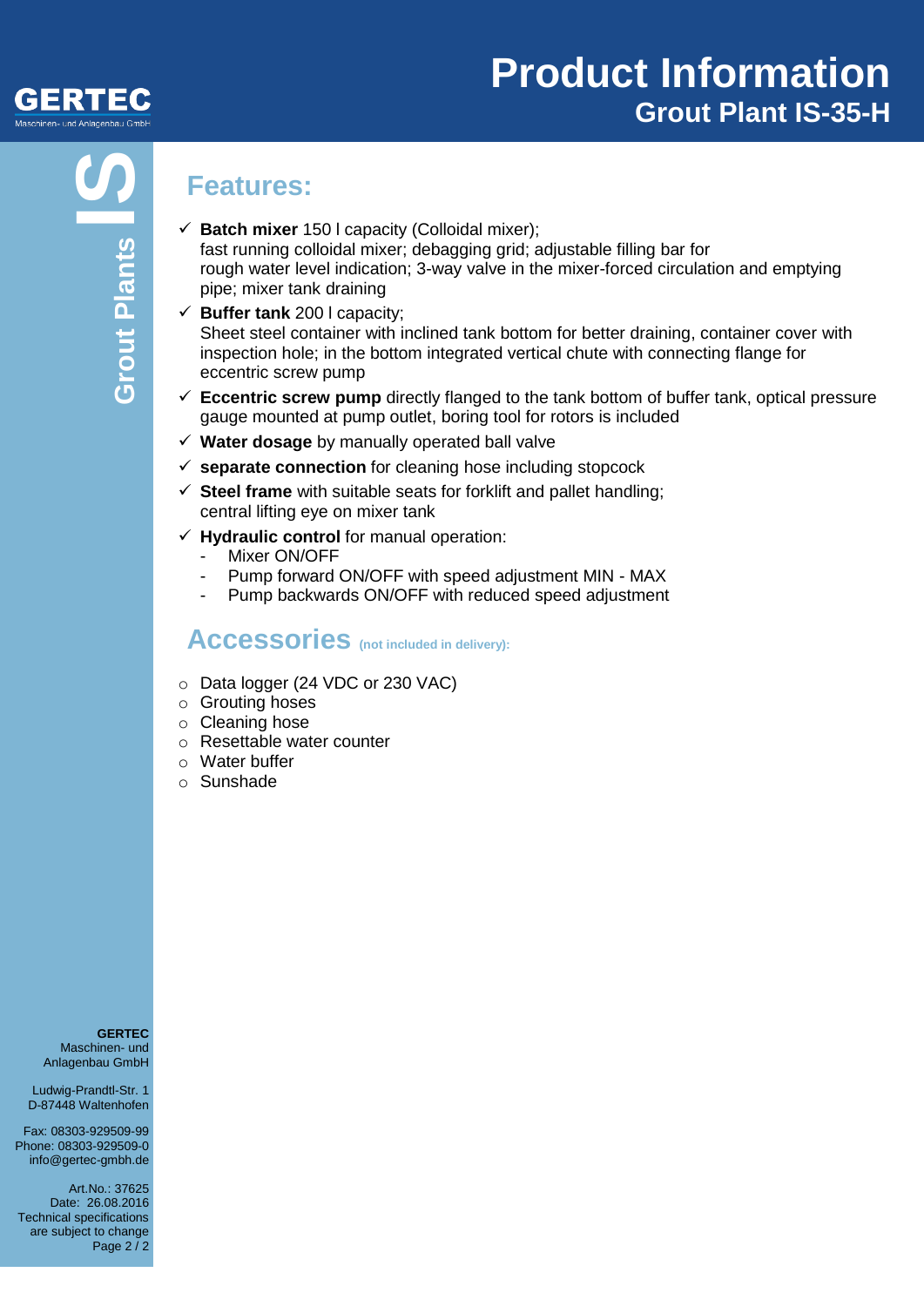# Product Information
## Grout Plant IS-35-H

## Features:

- ✓ **Batch mixer** 150 l capacity (Colloidal mixer);
  fast running colloidal mixer; debagging grid; adjustable filling bar for rough water level indication; 3-way valve in the mixer-forced circulation and emptying pipe; mixer tank draining
- ✓ **Buffer tank** 200 l capacity;
  Sheet steel container with inclined tank bottom for better draining, container cover with inspection hole; in the bottom integrated vertical chute with connecting flange for eccentric screw pump
- ✓ **Eccentric screw pump** directly flanged to the tank bottom of buffer tank, optical pressure gauge mounted at pump outlet, boring tool for rotors is included
- ✓ **Water dosage** by manually operated ball valve
- ✓ **separate connection** for cleaning hose including stopcock
- ✓ **Steel frame** with suitable seats for forklift and pallet handling;
  central lifting eye on mixer tank
- ✓ **Hydraulic control** for manual operation:
  - Mixer ON/OFF
  - Pump forward ON/OFF with speed adjustment MIN - MAX
  - Pump backwards ON/OFF with reduced speed adjustment

## Accessories (not included in delivery):

- Data logger (24 VDC or 230 VAC)
- Grouting hoses
- Cleaning hose
- Resettable water counter
- Water buffer
- Sunshade

**GERTEC**
Maschinen- und Anlagenbau GmbH

Ludwig-Prandtl-Str. 1
D-87448 Waltenhofen

Fax: 08303-929509-99
Phone: 08303-929509-0
info@gertec-gmbh.de

Art.No.: 37625
Date: 26.08.2016
Technical specifications are subject to change